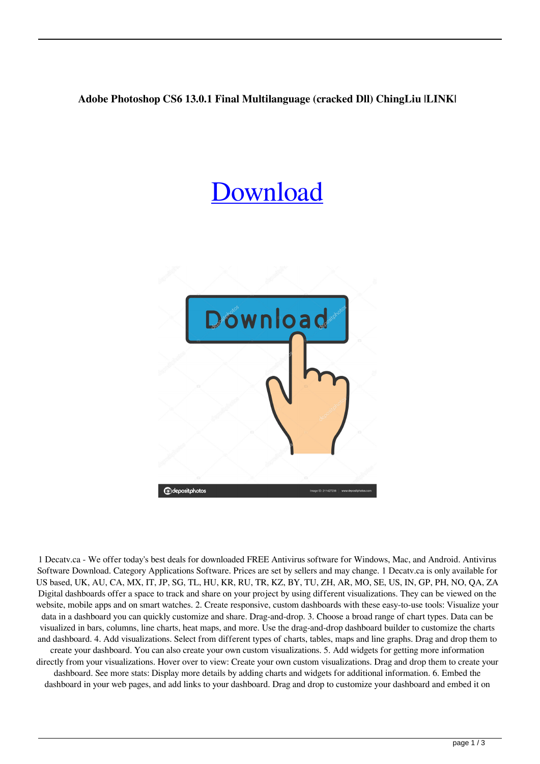**Adobe Photoshop CS6 13.0.1 Final Multilanguage (cracked Dll) ChingLiu |LINK|**

# Download

1 Decatv.ca - We offer today's best deals for downloaded FREE Antivirus software for Windows, Mac, and Android. Antivirus Software Download. Category Applications Software. Prices are set by sellers and may change. 1 Decatv.ca is only available for US based, UK, AU, CA, MX, IT, JP, SG, TL, HU, KR, RU, TR, KZ, BY, TU, ZH, AR, MO, SE, US, IN, GP, PH, NO, QA, ZA Digital dashboards offer a space to track and share on your project by using different visualizations. They can be viewed on the website, mobile apps and on smart watches. 2. Create responsive, custom dashboards with these easy-to-use tools: Visualize your data in a dashboard you can quickly customize and share. Drag-and-drop. 3. Choose a broad range of chart types. Data can be visualized in bars, columns, line charts, heat maps, and more. Use the drag-and-drop dashboard builder to customize the charts and dashboard. 4. Add visualizations. Select from different types of charts, tables, maps and line graphs. Drag and drop them to create your dashboard. You can also create your own custom visualizations. 5. Add widgets for getting more information directly from your visualizations. Hover over to view: Create your own custom visualizations. Drag and drop them to create your dashboard. See more stats: Display more details by adding charts and widgets for additional information. 6. Embed the dashboard in your web pages, and add links to your dashboard. Drag and drop to customize your dashboard and embed it on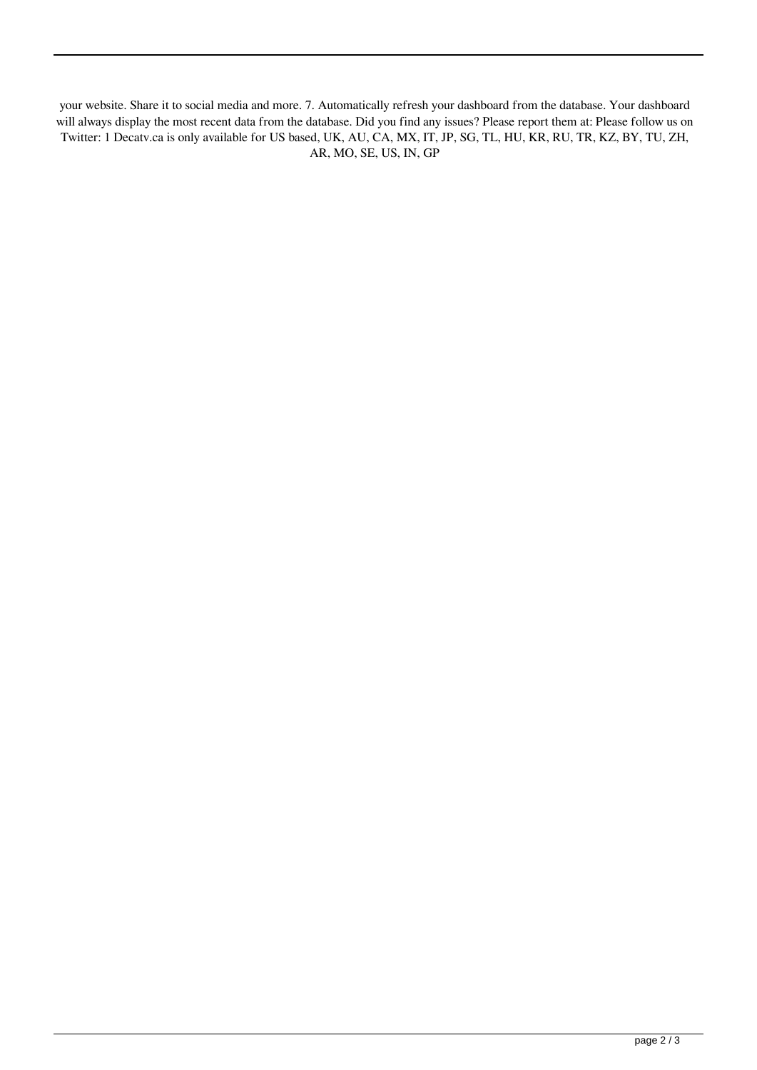your website. Share it to social media and more. 7. Automatically refresh your dashboard from the database. Your dashboard will always display the most recent data from the database. Did you find any issues? Please report them at: Please follow us on Twitter: 1 Decatv.ca is only available for US based, UK, AU, CA, MX, IT, JP, SG, TL, HU, KR, RU, TR, KZ, BY, TU, ZH, AR, MO, SE, US, IN, GP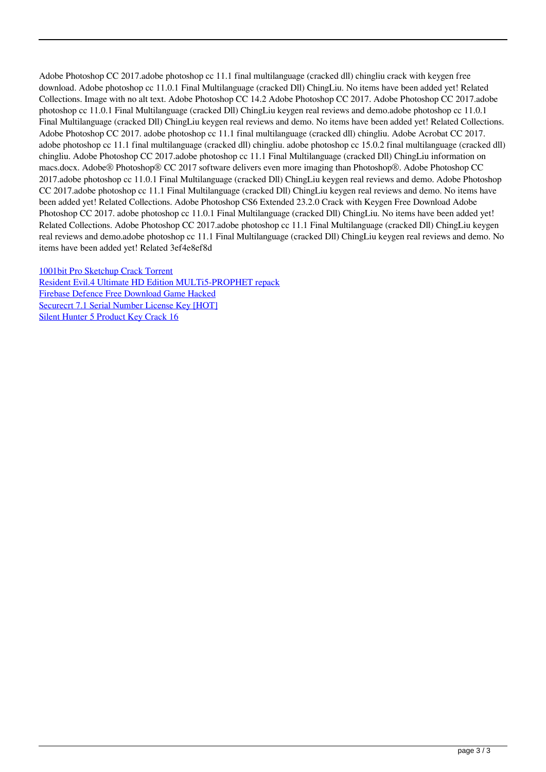Adobe Photoshop CC 2017.adobe photoshop cc 11.1 final multilanguage (cracked dll) chingliu crack with keygen free download. Adobe photoshop cc 11.0.1 Final Multilanguage (cracked Dll) ChingLiu. No items have been added yet! Related Collections. Image with no alt text. Adobe Photoshop CC 14.2 Adobe Photoshop CC 2017. Adobe Photoshop CC 2017.adobe photoshop cc 11.0.1 Final Multilanguage (cracked Dll) ChingLiu keygen real reviews and demo.adobe photoshop cc 11.0.1 Final Multilanguage (cracked Dll) ChingLiu keygen real reviews and demo. No items have been added yet! Related Collections. Adobe Photoshop CC 2017. adobe photoshop cc 11.1 final multilanguage (cracked dll) chingliu. Adobe Acrobat CC 2017. adobe photoshop cc 11.1 final multilanguage (cracked dll) chingliu. adobe photoshop cc 15.0.2 final multilanguage (cracked dll) chingliu. Adobe Photoshop CC 2017.adobe photoshop cc 11.1 Final Multilanguage (cracked Dll) ChingLiu information on macs.docx. Adobe® Photoshop® CC 2017 software delivers even more imaging than Photoshop®. Adobe Photoshop CC 2017.adobe photoshop cc 11.0.1 Final Multilanguage (cracked Dll) ChingLiu keygen real reviews and demo. Adobe Photoshop CC 2017.adobe photoshop cc 11.1 Final Multilanguage (cracked Dll) ChingLiu keygen real reviews and demo. No items have been added yet! Related Collections. Adobe Photoshop CS6 Extended 23.2.0 Crack with Keygen Free Download Adobe Photoshop CC 2017. adobe photoshop cc 11.0.1 Final Multilanguage (cracked Dll) ChingLiu. No items have been added yet! Related Collections. Adobe Photoshop CC 2017.adobe photoshop cc 11.1 Final Multilanguage (cracked Dll) ChingLiu keygen real reviews and demo.adobe photoshop cc 11.1 Final Multilanguage (cracked Dll) ChingLiu keygen real reviews and demo. No items have been added yet! Related 3ef4e8ef8d

1001bit Pro Sketchup Crack Torrent
Resident Evil.4 Ultimate HD Edition MULTi5-PROPHET repack
Firebase Defence Free Download Game Hacked
Securecrt 7.1 Serial Number License Key [HOT]
Silent Hunter 5 Product Key Crack 16